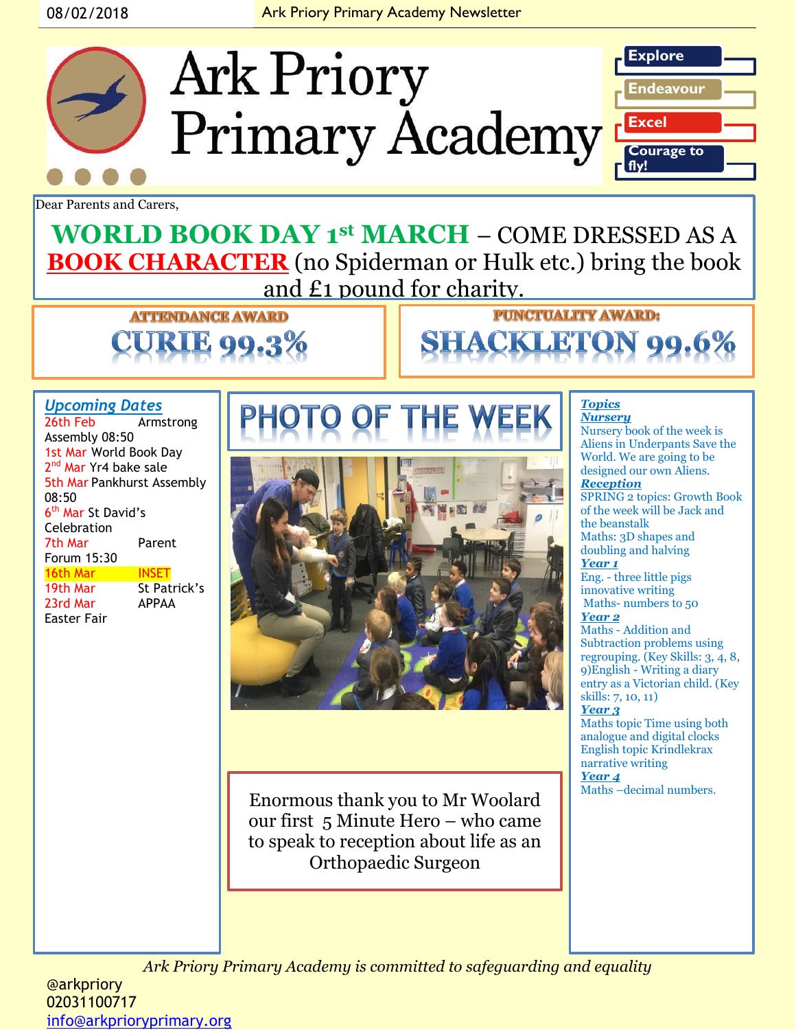08/02/2018 Ark Priory Primary Academy Newsletter

# Ark Priory Primary Academy

- Explore
- Endeavour
- Excel
- Courage to fly!

Dear Parents and Carers,

**WORLD BOOK DAY 1st MARCH** – COME DRESSED AS A **BOOK CHARACTER** (no Spiderman or Hulk etc.) bring the book and £1 pound for charity.

**ATTENDANCE AWARD**

**CURIE 99.3%**

**PUNCTUALITY AWARD:**

**SHACKLETON 99.6%**

## *Upcoming Dates*

- 26th Feb Armstrong Assembly 08:50
- 1st Mar World Book Day
- 2nd Mar Yr4 bake sale
- 5th Mar Pankhurst Assembly 08:50
- 6th Mar St David's Celebration
- 7th Mar Parent Forum 15:30
- 16th Mar INSET
- 19th Mar St Patrick's
- 23rd Mar APPAA Easter Fair

## PHOTO OF THE WEEK

Enormous thank you to Mr Woolard our first 5 Minute Hero – who came to speak to reception about life as an Orthopaedic Surgeon

## *Topics*

***Nursery***

Nursery book of the week is Aliens in Underpants Save the World. We are going to be designed our own Aliens.

***Reception***

SPRING 2 topics: Growth Book of the week will be Jack and the beanstalk

Maths: 3D shapes and doubling and halving

***Year 1***

Eng. - three little pigs innovative writing

Maths- numbers to 50

***Year 2***

Maths - Addition and Subtraction problems using regrouping. (Key Skills: 3, 4, 8, 9)English - Writing a diary entry as a Victorian child. (Key skills: 7, 10, 11)

***Year 3***

Maths topic Time using both analogue and digital clocks

English topic Krindlekrax narrative writing

***Year 4***

Maths –decimal numbers.

*Ark Priory Primary Academy is committed to safeguarding and equality*

@arkpriory
02031100717
info@arkprioryprimary.org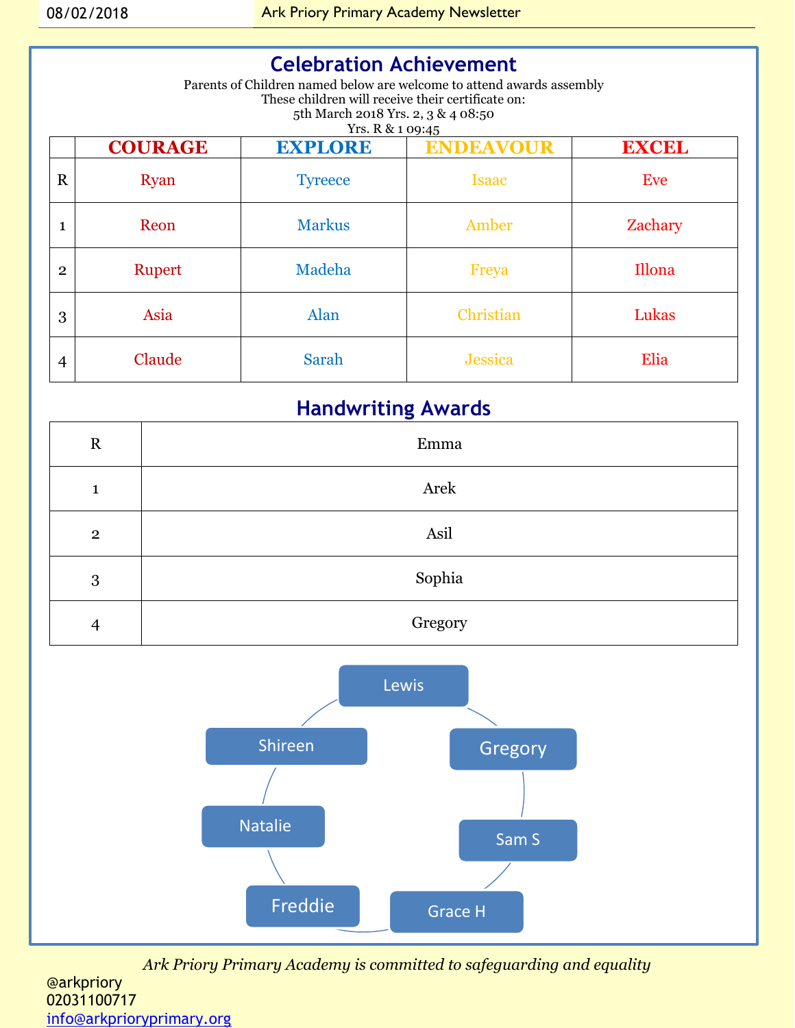## Celebration Achievement

Parents of Children named below are welcome to attend awards assembly
These children will receive their certificate on:
5th March 2018 Yrs. 2, 3 & 4 08:50
Yrs. R & 1 09:45

| | COURAGE | EXPLORE | ENDEAVOUR | EXCEL |
|---|---|---|---|---|
| R | Ryan | Tyreece | Isaac | Eve |
| 1 | Reon | Markus | Amber | Zachary |
| 2 | Rupert | Madeha | Freya | Illona |
| 3 | Asia | Alan | Christian | Lukas |
| 4 | Claude | Sarah | Jessica | Elia |

## Handwriting Awards

| | |
|---|---|
| R | Emma |
| 1 | Arek |
| 2 | Asil |
| 3 | Sophia |
| 4 | Gregory |

Lewis
Gregory
Sam S
Grace H
Freddie
Natalie
Shireen

*Ark Priory Primary Academy is committed to safeguarding and equality*

@arkpriory
02031100717
info@arkprioryprimary.org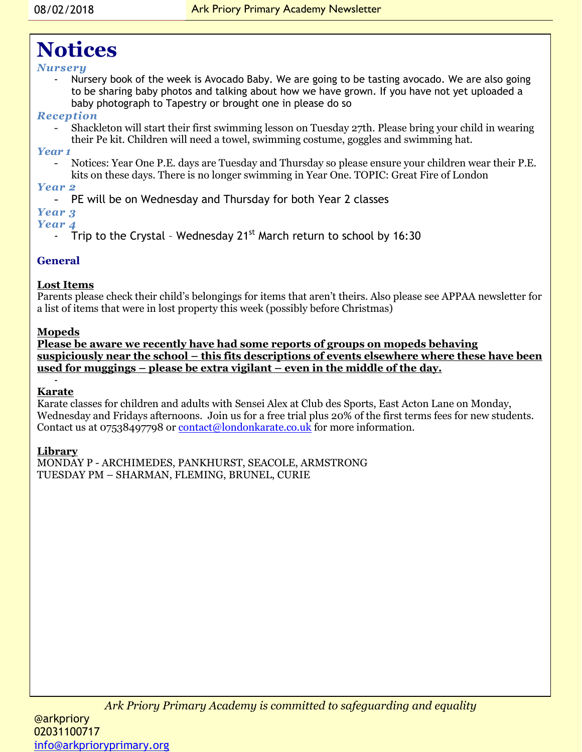# Notices

### *Nursery*

- Nursery book of the week is Avocado Baby. We are going to be tasting avocado. We are also going to be sharing baby photos and talking about how we have grown. If you have not yet uploaded a baby photograph to Tapestry or brought one in please do so

### *Reception*

- Shackleton will start their first swimming lesson on Tuesday 27th. Please bring your child in wearing their Pe kit. Children will need a towel, swimming costume, goggles and swimming hat.

### *Year 1*

- Notices: Year One P.E. days are Tuesday and Thursday so please ensure your children wear their P.E. kits on these days. There is no longer swimming in Year One. TOPIC: Great Fire of London

### *Year 2*

- PE will be on Wednesday and Thursday for both Year 2 classes

### *Year 3*

### *Year 4*

- Trip to the Crystal – Wednesday 21st March return to school by 16:30

## General

**Lost Items**

Parents please check their child's belongings for items that aren't theirs. Also please see APPAA newsletter for a list of items that were in lost property this week (possibly before Christmas)

**Mopeds**

**Please be aware we recently have had some reports of groups on mopeds behaving suspiciously near the school – this fits descriptions of events elsewhere where these have been used for muggings – please be extra vigilant – even in the middle of the day.**

-

**Karate**

Karate classes for children and adults with Sensei Alex at Club des Sports, East Acton Lane on Monday, Wednesday and Fridays afternoons. Join us for a free trial plus 20% of the first terms fees for new students. Contact us at 07538497798 or contact@londonkarate.co.uk for more information.

**Library**

MONDAY P - ARCHIMEDES, PANKHURST, SEACOLE, ARMSTRONG
TUESDAY PM – SHARMAN, FLEMING, BRUNEL, CURIE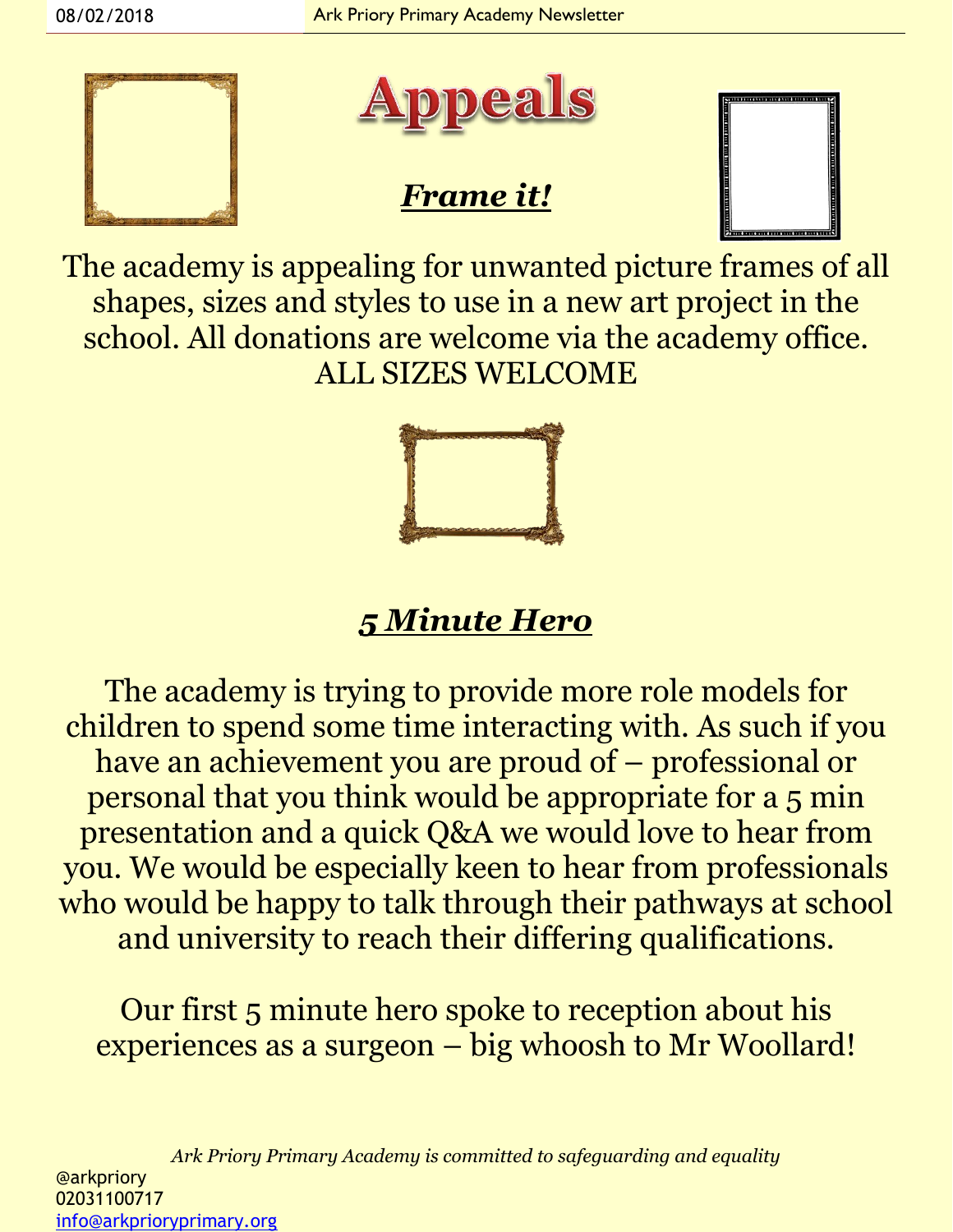# Appeals

## *Frame it!*

The academy is appealing for unwanted picture frames of all shapes, sizes and styles to use in a new art project in the school. All donations are welcome via the academy office.
ALL SIZES WELCOME

## *5 Minute Hero*

The academy is trying to provide more role models for children to spend some time interacting with. As such if you have an achievement you are proud of – professional or personal that you think would be appropriate for a 5 min presentation and a quick Q&A we would love to hear from you. We would be especially keen to hear from professionals who would be happy to talk through their pathways at school and university to reach their differing qualifications.

Our first 5 minute hero spoke to reception about his experiences as a surgeon – big whoosh to Mr Woollard!

*Ark Priory Primary Academy is committed to safeguarding and equality*

@arkpriory
02031100717
info@arkprioryprimary.org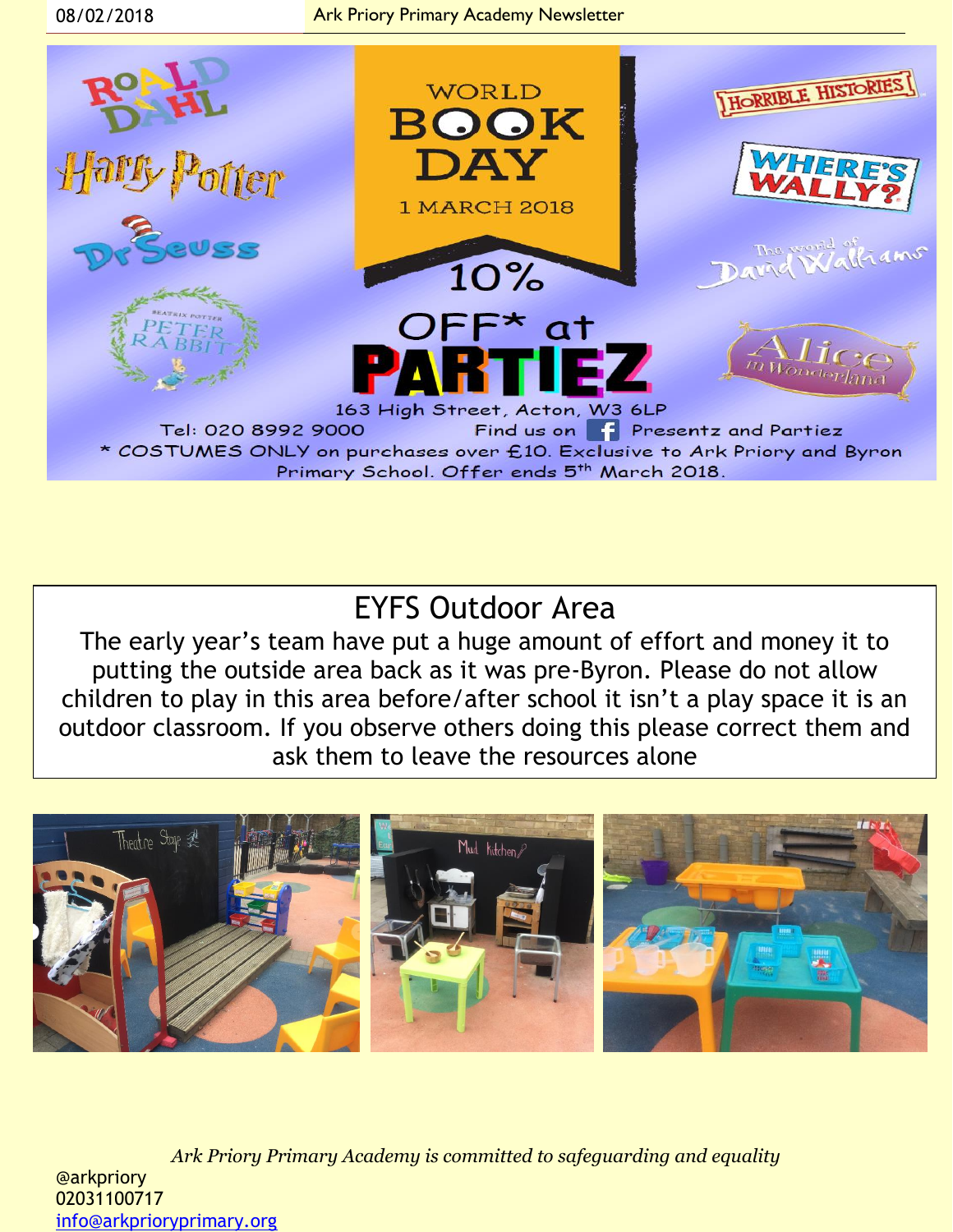WORLD BOOK DAY

1 MARCH 2018

10% OFF* at PARTIEZ

163 High Street, Acton, W3 6LP

Tel: 020 8992 9000 Find us on Presentz and Partiez

* COSTUMES ONLY on purchases over £10. Exclusive to Ark Priory and Byron Primary School. Offer ends 5th March 2018.

## EYFS Outdoor Area

The early year's team have put a huge amount of effort and money it to putting the outside area back as it was pre-Byron. Please do not allow children to play in this area before/after school it isn't a play space it is an outdoor classroom. If you observe others doing this please correct them and ask them to leave the resources alone

*Ark Priory Primary Academy is committed to safeguarding and equality*

@arkpriory
02031100717
info@arkprioryprimary.org